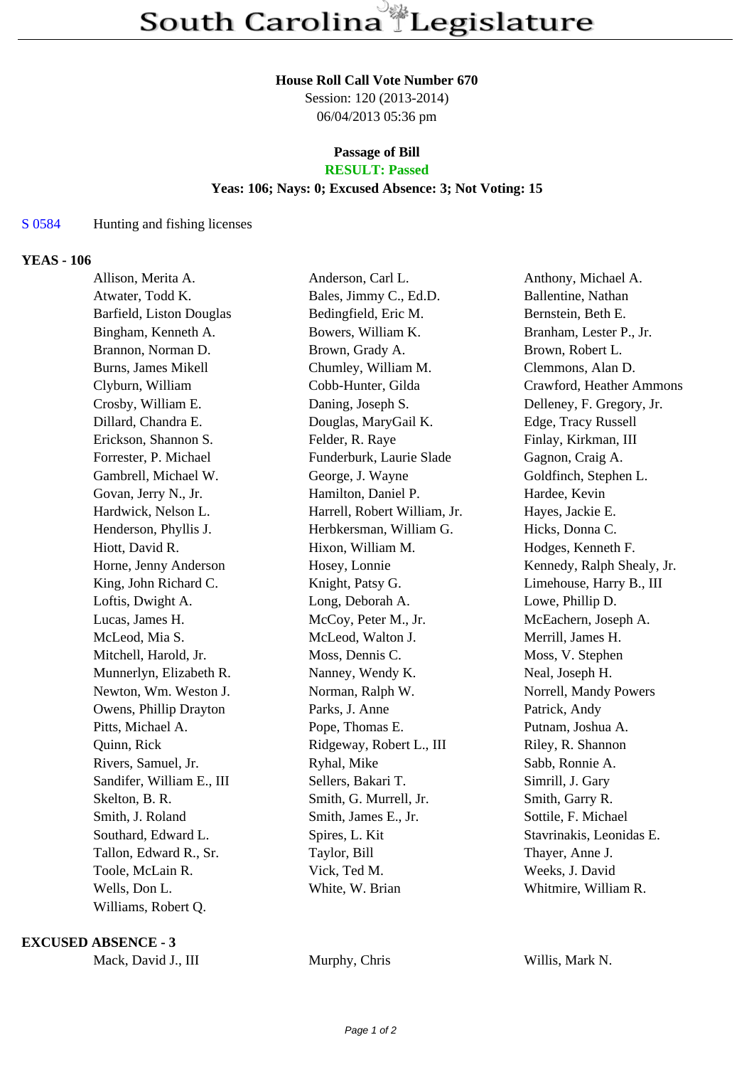# South Carolina Legislature

**House Roll Call Vote Number 670**
Session: 120 (2013-2014)
06/04/2013 05:36 pm

**Passage of Bill**
**RESULT: Passed**
**Yeas: 106; Nays: 0; Excused Absence: 3; Not Voting: 15**

S 0584 Hunting and fishing licenses

**YEAS - 106**

| | | |
|---|---|---|
| Allison, Merita A. | Anderson, Carl L. | Anthony, Michael A. |
| Atwater, Todd K. | Bales, Jimmy C., Ed.D. | Ballentine, Nathan |
| Barfield, Liston Douglas | Bedingfield, Eric M. | Bernstein, Beth E. |
| Bingham, Kenneth A. | Bowers, William K. | Branham, Lester P., Jr. |
| Brannon, Norman D. | Brown, Grady A. | Brown, Robert L. |
| Burns, James Mikell | Chumley, William M. | Clemmons, Alan D. |
| Clyburn, William | Cobb-Hunter, Gilda | Crawford, Heather Ammons |
| Crosby, William E. | Daning, Joseph S. | Delleney, F. Gregory, Jr. |
| Dillard, Chandra E. | Douglas, MaryGail K. | Edge, Tracy Russell |
| Erickson, Shannon S. | Felder, R. Raye | Finlay, Kirkman, III |
| Forrester, P. Michael | Funderburk, Laurie Slade | Gagnon, Craig A. |
| Gambrell, Michael W. | George, J. Wayne | Goldfinch, Stephen L. |
| Govan, Jerry N., Jr. | Hamilton, Daniel P. | Hardee, Kevin |
| Hardwick, Nelson L. | Harrell, Robert William, Jr. | Hayes, Jackie E. |
| Henderson, Phyllis J. | Herbkersman, William G. | Hicks, Donna C. |
| Hiott, David R. | Hixon, William M. | Hodges, Kenneth F. |
| Horne, Jenny Anderson | Hosey, Lonnie | Kennedy, Ralph Shealy, Jr. |
| King, John Richard C. | Knight, Patsy G. | Limehouse, Harry B., III |
| Loftis, Dwight A. | Long, Deborah A. | Lowe, Phillip D. |
| Lucas, James H. | McCoy, Peter M., Jr. | McEachern, Joseph A. |
| McLeod, Mia S. | McLeod, Walton J. | Merrill, James H. |
| Mitchell, Harold, Jr. | Moss, Dennis C. | Moss, V. Stephen |
| Munnerlyn, Elizabeth R. | Nanney, Wendy K. | Neal, Joseph H. |
| Newton, Wm. Weston J. | Norman, Ralph W. | Norrell, Mandy Powers |
| Owens, Phillip Drayton | Parks, J. Anne | Patrick, Andy |
| Pitts, Michael A. | Pope, Thomas E. | Putnam, Joshua A. |
| Quinn, Rick | Ridgeway, Robert L., III | Riley, R. Shannon |
| Rivers, Samuel, Jr. | Ryhal, Mike | Sabb, Ronnie A. |
| Sandifer, William E., III | Sellers, Bakari T. | Simrill, J. Gary |
| Skelton, B. R. | Smith, G. Murrell, Jr. | Smith, Garry R. |
| Smith, J. Roland | Smith, James E., Jr. | Sottile, F. Michael |
| Southard, Edward L. | Spires, L. Kit | Stavrinakis, Leonidas E. |
| Tallon, Edward R., Sr. | Taylor, Bill | Thayer, Anne J. |
| Toole, McLain R. | Vick, Ted M. | Weeks, J. David |
| Wells, Don L. | White, W. Brian | Whitmire, William R. |
| Williams, Robert Q. | | |

**EXCUSED ABSENCE - 3**

| | | |
|---|---|---|
| Mack, David J., III | Murphy, Chris | Willis, Mark N. |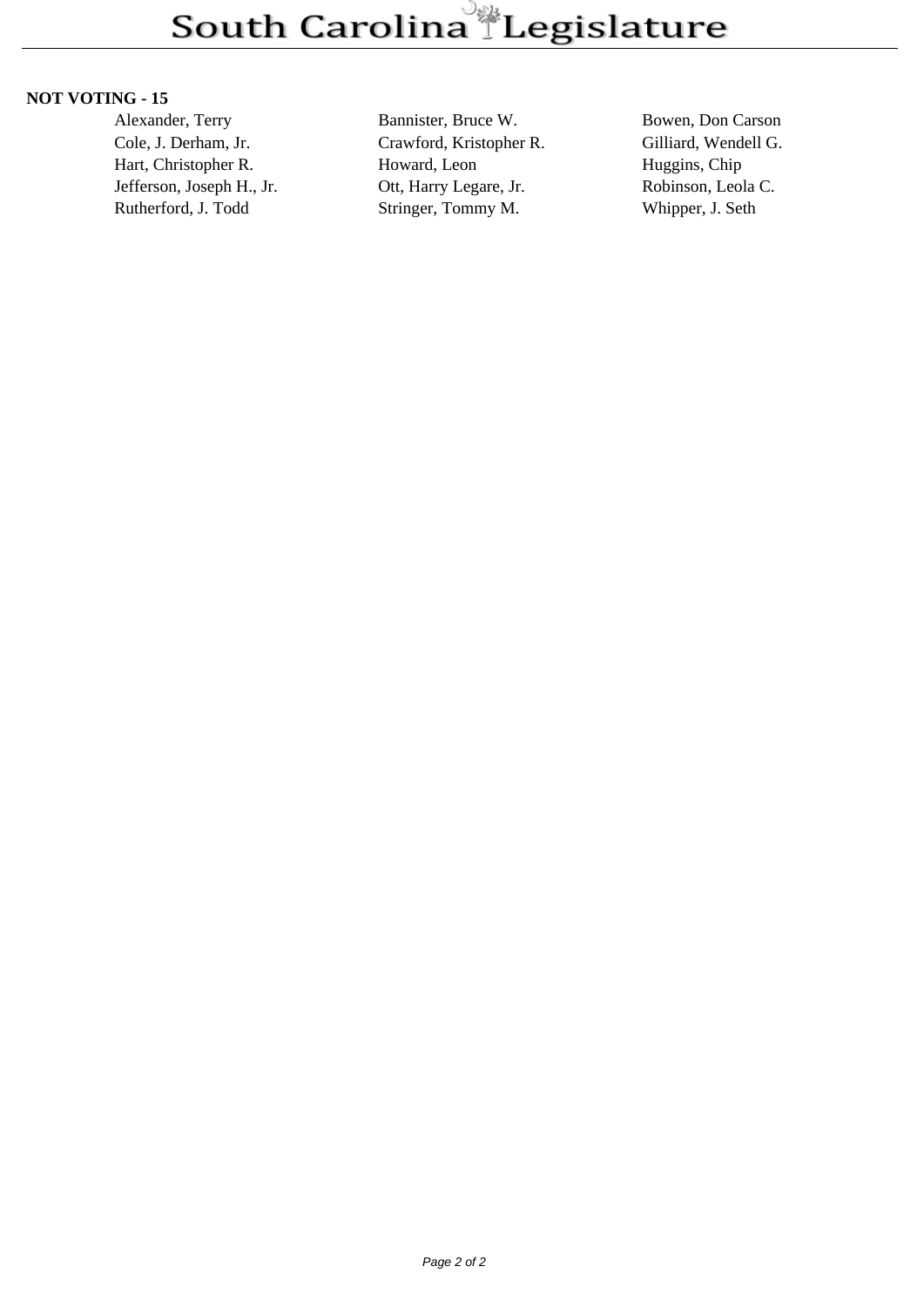**NOT VOTING - 15**

| | | |
|---|---|---|
| Alexander, Terry | Bannister, Bruce W. | Bowen, Don Carson |
| Cole, J. Derham, Jr. | Crawford, Kristopher R. | Gilliard, Wendell G. |
| Hart, Christopher R. | Howard, Leon | Huggins, Chip |
| Jefferson, Joseph H., Jr. | Ott, Harry Legare, Jr. | Robinson, Leola C. |
| Rutherford, J. Todd | Stringer, Tommy M. | Whipper, J. Seth |